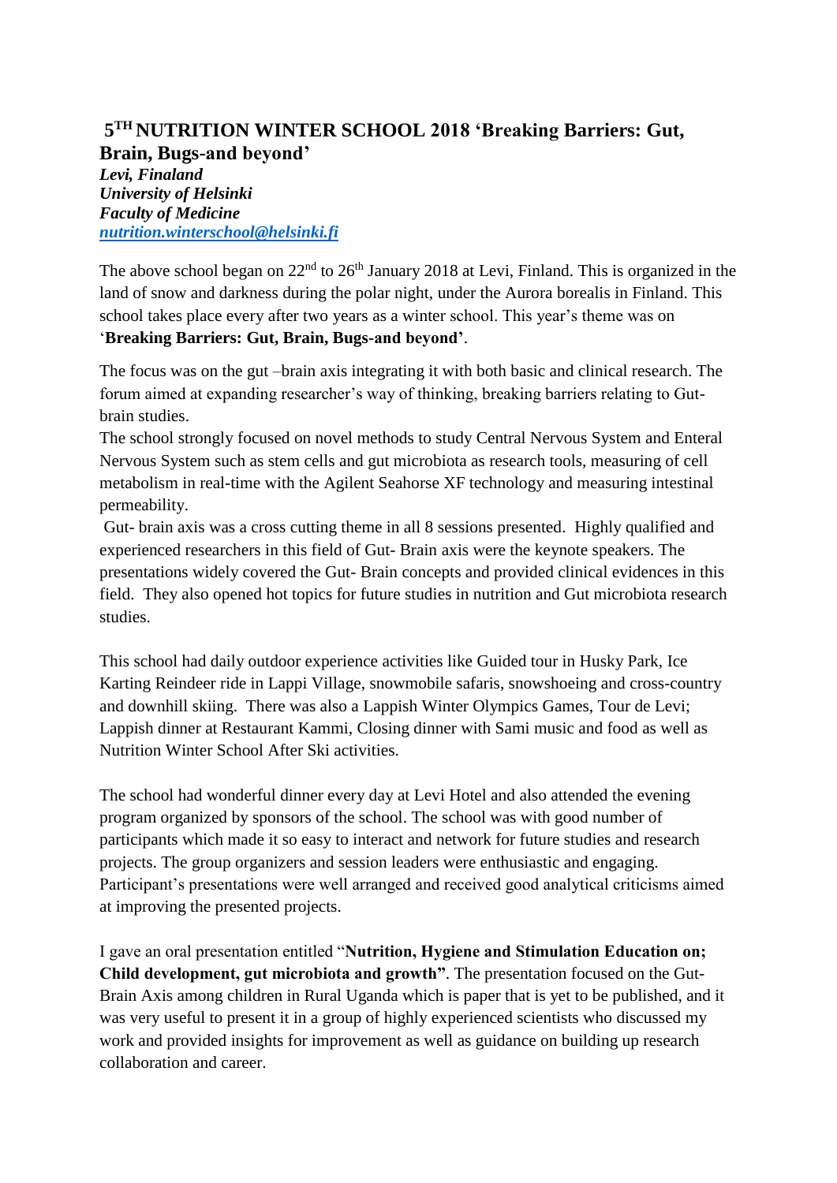# 5TH NUTRITION WINTER SCHOOL 2018 'Breaking Barriers: Gut, Brain, Bugs-and beyond'

***Levi, Finaland***
***University of Helsinki***
***Faculty of Medicine***
***nutrition.winterschool@helsinki.fi***

The above school began on 22nd to 26th January 2018 at Levi, Finland. This is organized in the land of snow and darkness during the polar night, under the Aurora borealis in Finland. This school takes place every after two years as a winter school. This year's theme was on '**Breaking Barriers: Gut, Brain, Bugs-and beyond'**.

The focus was on the gut –brain axis integrating it with both basic and clinical research. The forum aimed at expanding researcher's way of thinking, breaking barriers relating to Gut-brain studies.
The school strongly focused on novel methods to study Central Nervous System and Enteral Nervous System such as stem cells and gut microbiota as research tools, measuring of cell metabolism in real-time with the Agilent Seahorse XF technology and measuring intestinal permeability.
Gut- brain axis was a cross cutting theme in all 8 sessions presented. Highly qualified and experienced researchers in this field of Gut- Brain axis were the keynote speakers. The presentations widely covered the Gut- Brain concepts and provided clinical evidences in this field. They also opened hot topics for future studies in nutrition and Gut microbiota research studies.

This school had daily outdoor experience activities like Guided tour in Husky Park, Ice Karting Reindeer ride in Lappi Village, snowmobile safaris, snowshoeing and cross-country and downhill skiing. There was also a Lappish Winter Olympics Games, Tour de Levi; Lappish dinner at Restaurant Kammi, Closing dinner with Sami music and food as well as Nutrition Winter School After Ski activities.

The school had wonderful dinner every day at Levi Hotel and also attended the evening program organized by sponsors of the school. The school was with good number of participants which made it so easy to interact and network for future studies and research projects. The group organizers and session leaders were enthusiastic and engaging. Participant's presentations were well arranged and received good analytical criticisms aimed at improving the presented projects.

I gave an oral presentation entitled "**Nutrition, Hygiene and Stimulation Education on; Child development, gut microbiota and growth"**. The presentation focused on the Gut-Brain Axis among children in Rural Uganda which is paper that is yet to be published, and it was very useful to present it in a group of highly experienced scientists who discussed my work and provided insights for improvement as well as guidance on building up research collaboration and career.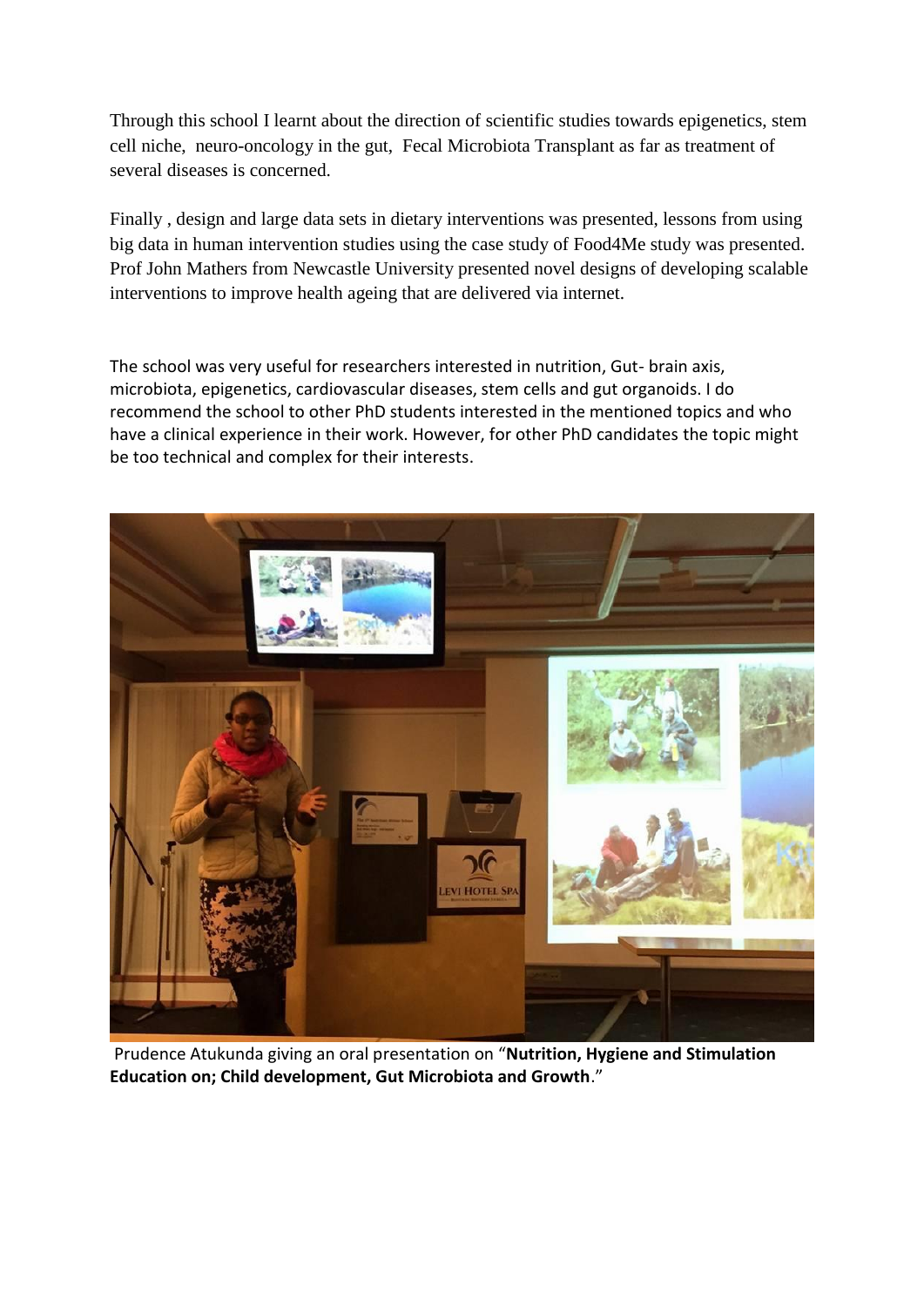Through this school I learnt about the direction of scientific studies towards epigenetics, stem cell niche, neuro-oncology in the gut, Fecal Microbiota Transplant as far as treatment of several diseases is concerned.

Finally , design and large data sets in dietary interventions was presented, lessons from using big data in human intervention studies using the case study of Food4Me study was presented. Prof John Mathers from Newcastle University presented novel designs of developing scalable interventions to improve health ageing that are delivered via internet.

The school was very useful for researchers interested in nutrition, Gut- brain axis, microbiota, epigenetics, cardiovascular diseases, stem cells and gut organoids. I do recommend the school to other PhD students interested in the mentioned topics and who have a clinical experience in their work. However, for other PhD candidates the topic might be too technical and complex for their interests.

Prudence Atukunda giving an oral presentation on "**Nutrition, Hygiene and Stimulation Education on; Child development, Gut Microbiota and Growth**."